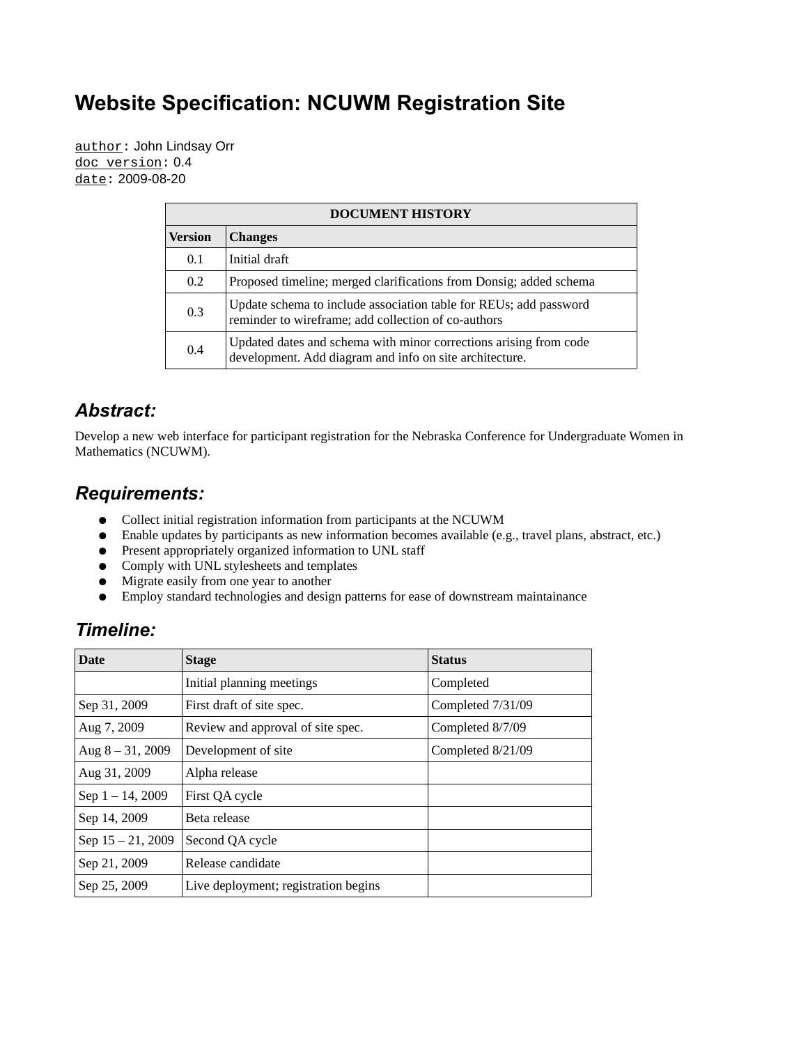# Website Specification: NCUWM Registration Site

`author`: John Lindsay Orr
`doc_version`: 0.4
`date`: 2009-08-20

| DOCUMENT HISTORY | |
|---|---|
| **Version** | **Changes** |
| 0.1 | Initial draft |
| 0.2 | Proposed timeline; merged clarifications from Donsig; added schema |
| 0.3 | Update schema to include association table for REUs; add password reminder to wireframe; add collection of co-authors |
| 0.4 | Updated dates and schema with minor corrections arising from code development. Add diagram and info on site architecture. |

## *Abstract:*

Develop a new web interface for participant registration for the Nebraska Conference for Undergraduate Women in Mathematics (NCUWM).

## *Requirements:*

- Collect initial registration information from participants at the NCUWM
- Enable updates by participants as new information becomes available (e.g., travel plans, abstract, etc.)
- Present appropriately organized information to UNL staff
- Comply with UNL stylesheets and templates
- Migrate easily from one year to another
- Employ standard technologies and design patterns for ease of downstream maintainance

## *Timeline:*

| Date | Stage | Status |
|---|---|---|
| | Initial planning meetings | Completed |
| Sep 31, 2009 | First draft of site spec. | Completed 7/31/09 |
| Aug 7, 2009 | Review and approval of site spec. | Completed 8/7/09 |
| Aug 8 – 31, 2009 | Development of site | Completed 8/21/09 |
| Aug 31, 2009 | Alpha release | |
| Sep 1 – 14, 2009 | First QA cycle | |
| Sep 14, 2009 | Beta release | |
| Sep 15 – 21, 2009 | Second QA cycle | |
| Sep 21, 2009 | Release candidate | |
| Sep 25, 2009 | Live deployment; registration begins | |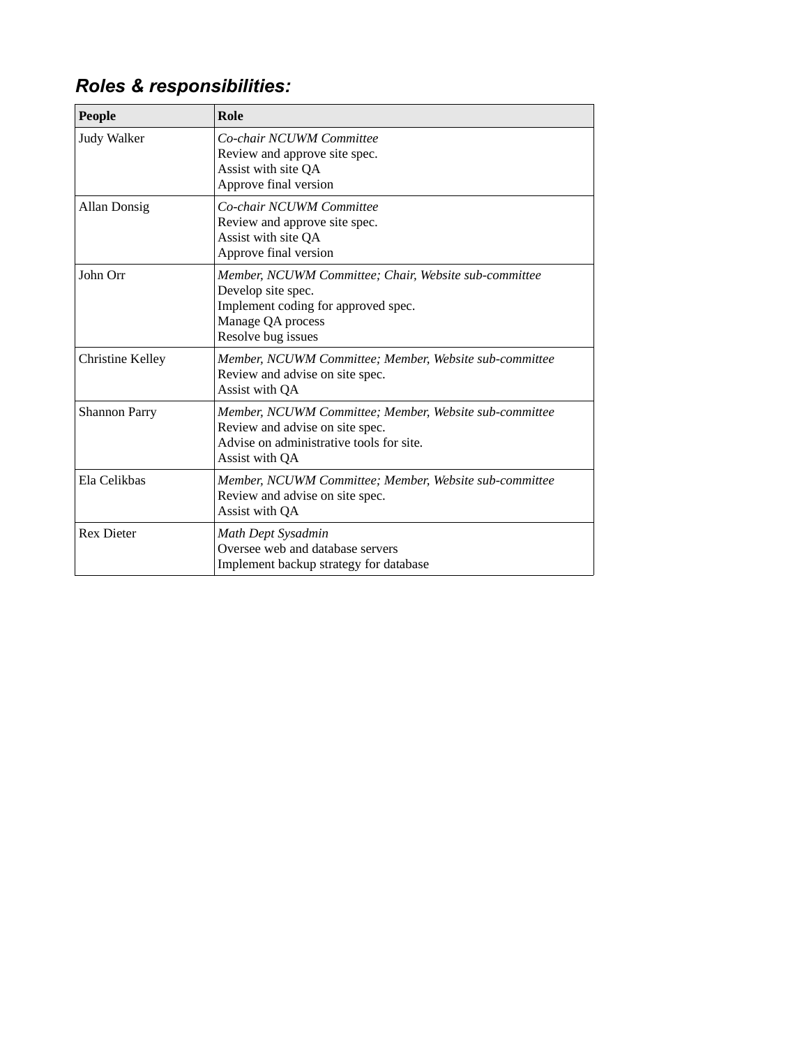## ***Roles & responsibilities:***

| People | Role |
|---|---|
| Judy Walker | *Co-chair NCUWM Committee*<br>Review and approve site spec.<br>Assist with site QA<br>Approve final version |
| Allan Donsig | *Co-chair NCUWM Committee*<br>Review and approve site spec.<br>Assist with site QA<br>Approve final version |
| John Orr | *Member, NCUWM Committee; Chair, Website sub-committee*<br>Develop site spec.<br>Implement coding for approved spec.<br>Manage QA process<br>Resolve bug issues |
| Christine Kelley | *Member, NCUWM Committee; Member, Website sub-committee*<br>Review and advise on site spec.<br>Assist with QA |
| Shannon Parry | *Member, NCUWM Committee; Member, Website sub-committee*<br>Review and advise on site spec.<br>Advise on administrative tools for site.<br>Assist with QA |
| Ela Celikbas | *Member, NCUWM Committee; Member, Website sub-committee*<br>Review and advise on site spec.<br>Assist with QA |
| Rex Dieter | *Math Dept Sysadmin*<br>Oversee web and database servers<br>Implement backup strategy for database |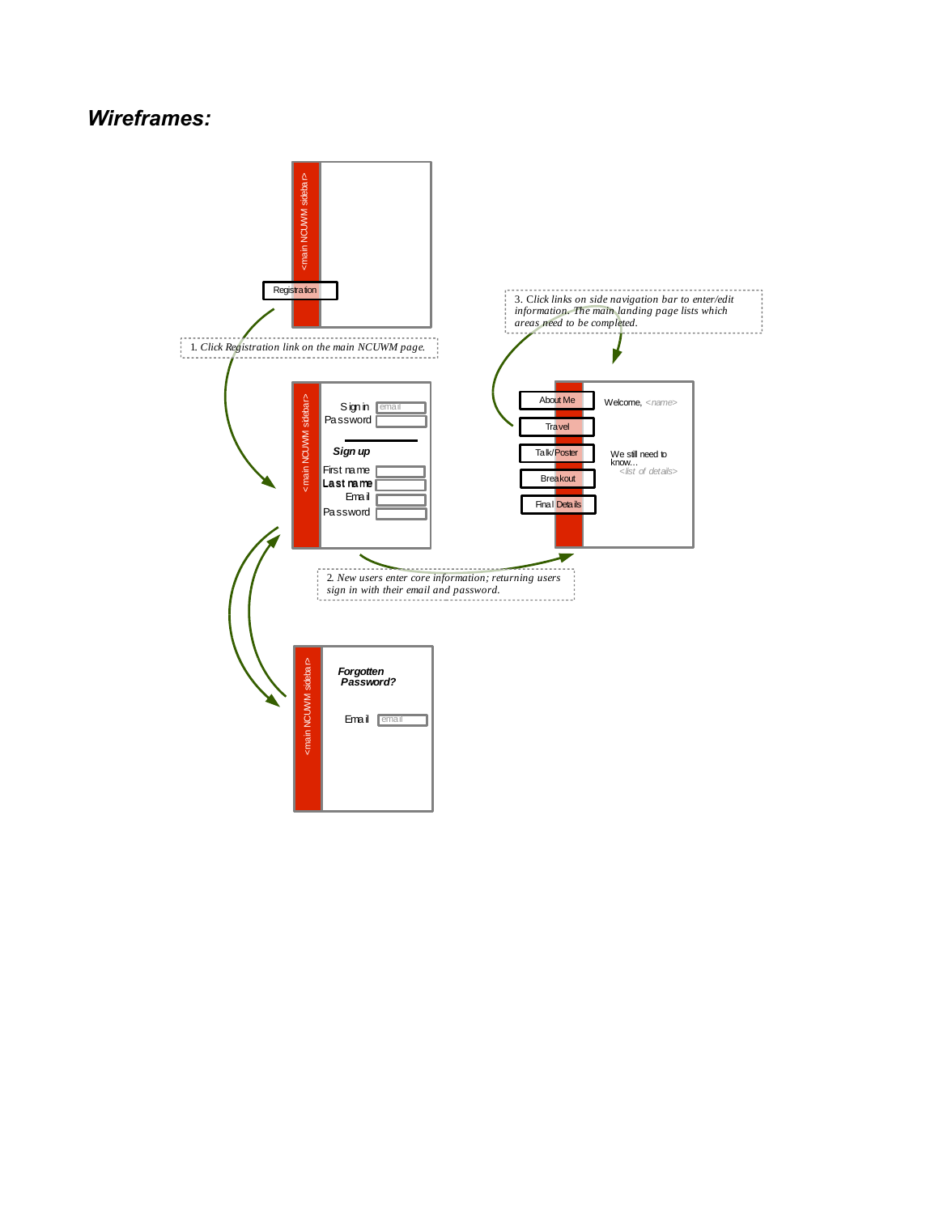## *Wireframes:*

<main NCUWM sidebar>

Registration

1. *Click Registration link on the main NCUWM page.*

<main NCUWM sidebar>

Sign in email

Password

***Sign up***

First name

**Last name**

Email

Password

2. *New users enter core information; returning users sign in with their email and password.*

3. *Click links on side navigation bar to enter/edit information. The main landing page lists which areas need to be completed.*

About Me

Travel

Talk/Poster

Breakout

Final Details

Welcome, *<name>*

We still need to know…

*<list of details>*

<main NCUWM sidebar>

***Forgotten Password?***

Email email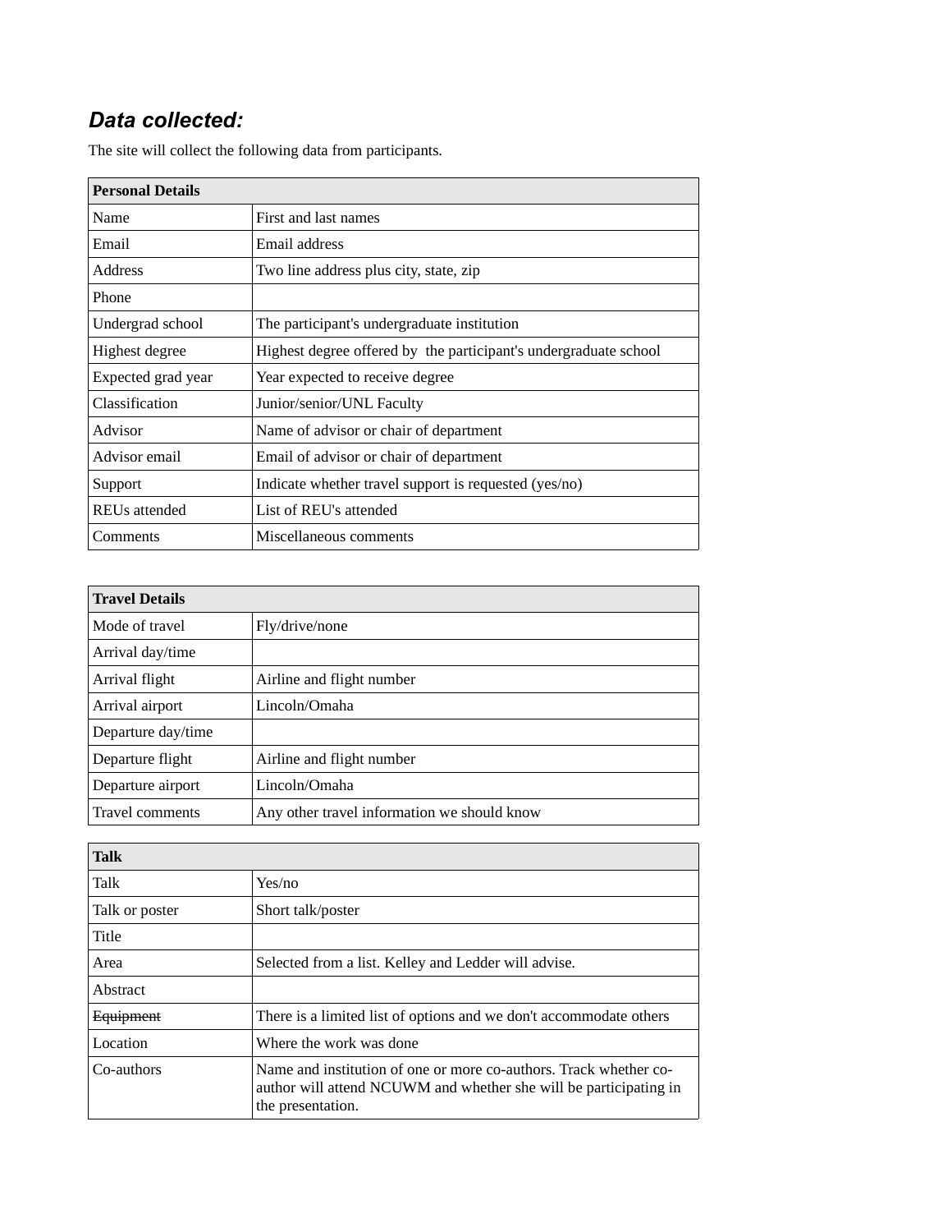## *Data collected:*

The site will collect the following data from participants.

| Personal Details | |
|---|---|
| Name | First and last names |
| Email | Email address |
| Address | Two line address plus city, state, zip |
| Phone | |
| Undergrad school | The participant's undergraduate institution |
| Highest degree | Highest degree offered by the participant's undergraduate school |
| Expected grad year | Year expected to receive degree |
| Classification | Junior/senior/UNL Faculty |
| Advisor | Name of advisor or chair of department |
| Advisor email | Email of advisor or chair of department |
| Support | Indicate whether travel support is requested (yes/no) |
| REUs attended | List of REU's attended |
| Comments | Miscellaneous comments |

| Travel Details | |
|---|---|
| Mode of travel | Fly/drive/none |
| Arrival day/time | |
| Arrival flight | Airline and flight number |
| Arrival airport | Lincoln/Omaha |
| Departure day/time | |
| Departure flight | Airline and flight number |
| Departure airport | Lincoln/Omaha |
| Travel comments | Any other travel information we should know |

| Talk | |
|---|---|
| Talk | Yes/no |
| Talk or poster | Short talk/poster |
| Title | |
| Area | Selected from a list. Kelley and Ledder will advise. |
| Abstract | |
| ~~Equipment~~ | There is a limited list of options and we don't accommodate others |
| Location | Where the work was done |
| Co-authors | Name and institution of one or more co-authors. Track whether co-author will attend NCUWM and whether she will be participating in the presentation. |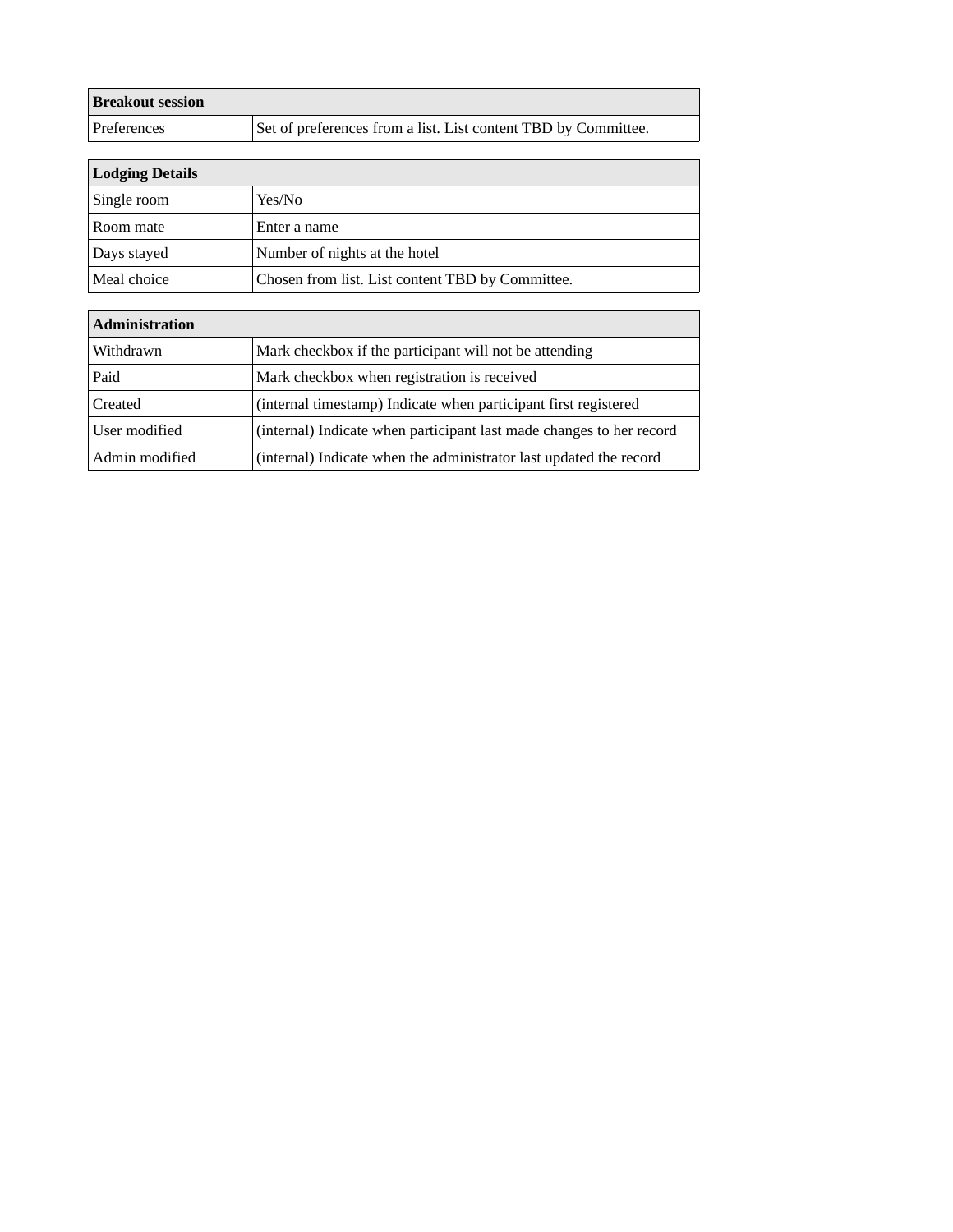| **Breakout session** | |
|---|---|
| Preferences | Set of preferences from a list. List content TBD by Committee. |

| **Lodging Details** | |
|---|---|
| Single room | Yes/No |
| Room mate | Enter a name |
| Days stayed | Number of nights at the hotel |
| Meal choice | Chosen from list. List content TBD by Committee. |

| **Administration** | |
|---|---|
| Withdrawn | Mark checkbox if the participant will not be attending |
| Paid | Mark checkbox when registration is received |
| Created | (internal timestamp) Indicate when participant first registered |
| User modified | (internal) Indicate when participant last made changes to her record |
| Admin modified | (internal) Indicate when the administrator last updated the record |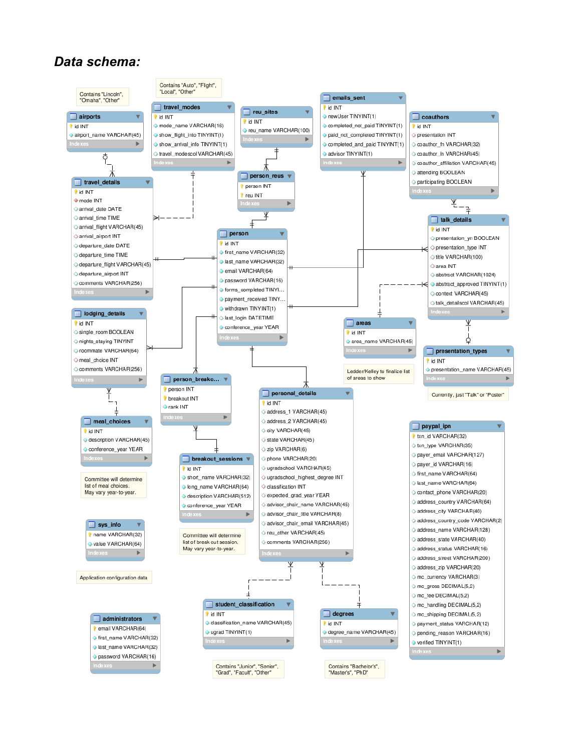# *Data schema:*

Contains "Lincoln", "Omaha", "Other"

**airports**
- id INT
- airport_name VARCHAR(45)

Contains "Auto", "Flight", "Local", "Other"

**travel_modes**
- id INT
- mode_name VARCHAR(16)
- show_flight_info TINYINT(1)
- show_arrival_info TINYINT(1)
- travel_modescol VARCHAR(45)

**reu_sites**
- id INT
- reu_name VARCHAR(100)

**emails_sent**
- id INT
- newUser TINYINT(1)
- completed_not_paid TINYINT(1)
- paid_not_completed TINYINT(1)
- completed_and_paid TINYINT(1)
- advisor TINYINT(1)

**coauthors**
- id INT
- presentation INT
- coauthor_fn VARCHAR(32)
- coauthor_ln VARCHAR(45)
- coauthor_affiliation VARCHAR(45)
- attending BOOLEAN
- participating BOOLEAN

**travel_details**
- id INT
- mode INT
- arrival_date DATE
- arrival_time TIME
- arrival_flight VARCHAR(45)
- arrival_airport INT
- departure_date DATE
- departure_time TIME
- departure_flight VARCHAR(45)
- departure_airport INT
- comments VARCHAR(256)

**person_reus**
- person INT
- reu INT

**person**
- id INT
- first_name VARCHAR(32)
- last_name VARCHAR(32)
- email VARCHAR(64)
- password VARCHAR(16)
- forms_completed TINYI...
- payment_received TINY...
- withdrawn TINYINT(1)
- last_login DATETIME
- conference_year YEAR

**talk_details**
- id INT
- presentation_yn BOOLEAN
- presentation_type INT
- title VARCHAR(100)
- area INT
- abstract VARCHAR(1024)
- abstract_approved TINYINT(1)
- context VARCHAR(45)
- talk_detailscol VARCHAR(45)

**lodging_details**
- id INT
- single_room BOOLEAN
- nights_staying TINYINT
- roommate VARCHAR(64)
- meal_choice INT
- comments VARCHAR(256)

**areas**
- id INT
- area_name VARCHAR(45)

Ledder/Kelley to finalize list of areas to show

**presentation_types**
- id INT
- presentation_name VARCHAR(45)

Currently, just "Talk" or "Poster"

**person_breako...**
- person INT
- breakout INT
- rank INT

**personal_details**
- id INT
- address_1 VARCHAR(45)
- address_2 VARCHAR(45)
- city VARCHAR(45)
- state VARCHAR(45)
- zip VARCHAR(6)
- phone VARCHAR(20)
- ugradschool VARCHAR(45)
- ugradschool_highest_degree INT
- classification INT
- expected_grad_year YEAR
- advisor_chair_name VARCHAR(45)
- advisor_chair_title VARCHAR(8)
- advisor_chair_email VARCHAR(45)
- reu_other VARCHAR(45)
- comments VARCHAR(256)

**meal_choices**
- id INT
- description VARCHAR(45)
- conference_year YEAR

Committee will determine list of meal choices. May vary year-to-year.

**breakout_sessions**
- id INT
- short_name VARCHAR(32)
- long_name VARCHAR(64)
- description VARCHAR(512)
- conference_year YEAR

Committee will determine list of break out session. May vary year-to-year.

**paypal_ipn**
- txn_id VARCHAR(32)
- txn_type VARCHAR(35)
- payer_email VARCHAR(127)
- payer_id VARCHAR(16)
- first_name VARCHAR(64)
- last_name VARCHAR(64)
- contact_phone VARCHAR(20)
- address_country VARCHAR(64)
- address_city VARCHAR(40)
- address_country_code VARCHAR(2)
- address_name VARCHAR(128)
- address_state VARCHAR(40)
- address_status VARCHAR(16)
- address_street VARCHAR(200)
- address_zip VARCHAR(20)
- mc_currency VARCHAR(3)
- mc_gross DECIMAL(5,2)
- mc_fee DECIMAL(5,2)
- mc_handling DECIMAL(5,2)
- mc_shipping DECIMAL(5,2)
- payment_status VARCHAR(12)
- pending_reason VARCHAR(16)
- verified TINYINT(1)

**sys_info**
- name VARCHAR(32)
- value VARCHAR(64)

Application configuration data

**administrators**
- email VARCHAR(64)
- first_name VARCHAR(32)
- last_name VARCHAR(32)
- password VARCHAR(16)

**student_classification**
- id INT
- classification_name VARCHAR(45)
- ugrad TINYINT(1)

Contains "Junior", "Senior", "Grad", "Facult", "Other"

**degrees**
- id INT
- degree_name VARCHAR(45)

Contains "Bachelor's", "Master's", "PhD"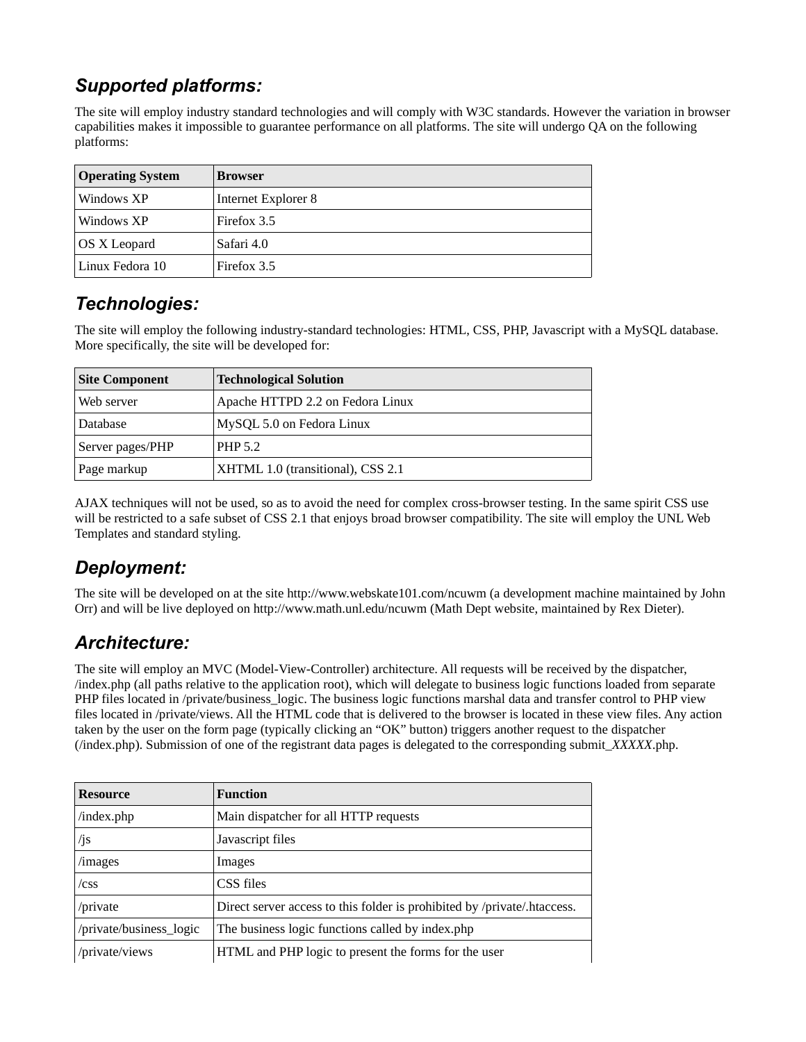## *Supported platforms:*

The site will employ industry standard technologies and will comply with W3C standards. However the variation in browser capabilities makes it impossible to guarantee performance on all platforms. The site will undergo QA on the following platforms:

| Operating System | Browser |
|---|---|
| Windows XP | Internet Explorer 8 |
| Windows XP | Firefox 3.5 |
| OS X Leopard | Safari 4.0 |
| Linux Fedora 10 | Firefox 3.5 |

## *Technologies:*

The site will employ the following industry-standard technologies: HTML, CSS, PHP, Javascript with a MySQL database. More specifically, the site will be developed for:

| Site Component | Technological Solution |
|---|---|
| Web server | Apache HTTPD 2.2 on Fedora Linux |
| Database | MySQL 5.0 on Fedora Linux |
| Server pages/PHP | PHP 5.2 |
| Page markup | XHTML 1.0 (transitional), CSS 2.1 |

AJAX techniques will not be used, so as to avoid the need for complex cross-browser testing. In the same spirit CSS use will be restricted to a safe subset of CSS 2.1 that enjoys broad browser compatibility. The site will employ the UNL Web Templates and standard styling.

## *Deployment:*

The site will be developed on at the site http://www.webskate101.com/ncuwm (a development machine maintained by John Orr) and will be live deployed on http://www.math.unl.edu/ncuwm (Math Dept website, maintained by Rex Dieter).

## *Architecture:*

The site will employ an MVC (Model-View-Controller) architecture. All requests will be received by the dispatcher, /index.php (all paths relative to the application root), which will delegate to business logic functions loaded from separate PHP files located in /private/business_logic. The business logic functions marshal data and transfer control to PHP view files located in /private/views. All the HTML code that is delivered to the browser is located in these view files. Any action taken by the user on the form page (typically clicking an "OK" button) triggers another request to the dispatcher (/index.php). Submission of one of the registrant data pages is delegated to the corresponding submit_*XXXXX*.php.

| Resource | Function |
|---|---|
| /index.php | Main dispatcher for all HTTP requests |
| /js | Javascript files |
| /images | Images |
| /css | CSS files |
| /private | Direct server access to this folder is prohibited by /private/.htaccess. |
| /private/business_logic | The business logic functions called by index.php |
| /private/views | HTML and PHP logic to present the forms for the user |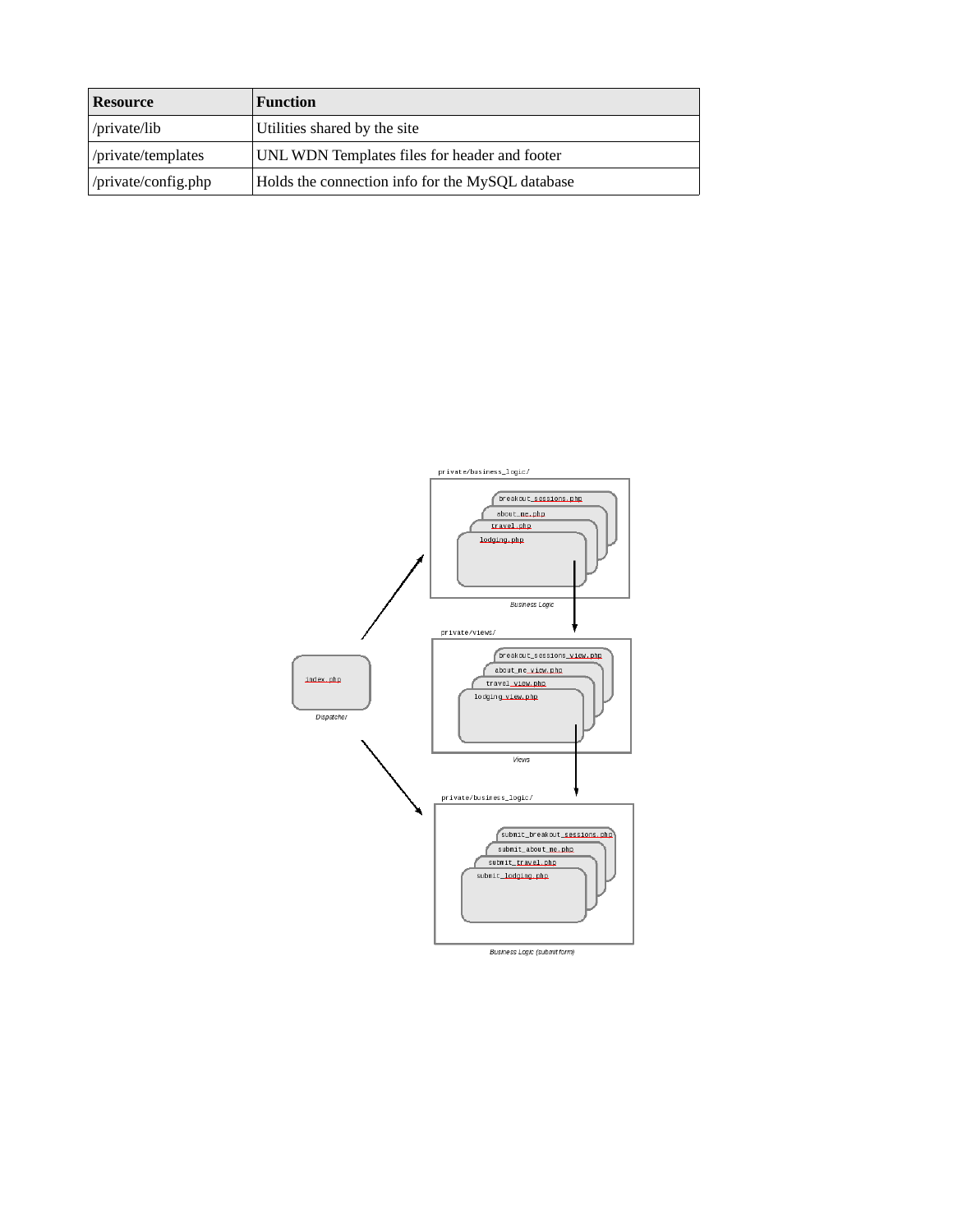| Resource | Function |
| --- | --- |
| /private/lib | Utilities shared by the site |
| /private/templates | UNL WDN Templates files for header and footer |
| /private/config.php | Holds the connection info for the MySQL database |

private/business_logic/

breakout_sessions.php

about_me.php

travel.php

lodging.php

Business Logic

private/views/

breakout_sessions_view.php

about_me_view.php

travel_view.php

lodging_view.php

Views

index.php

Dispatcher

private/business_logic/

submit_breakout_sessions.php

submit_about_me.php

submit_travel.php

submit_lodging.php

Business Logic (submit form)